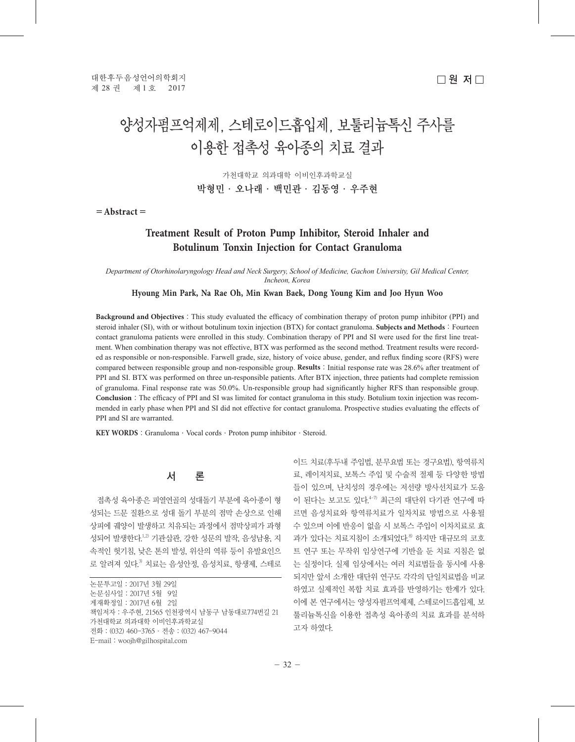□ 원 저 □

# 양성자펌프억제제, 스테로이드흡입제, 보툴리늄톡신 주사를 이용한 접촉성 육아종의 치료 결과

가천대학교 의과대학 이비인후과학교실

**박형민 · 오나래 · 백민관 · 김동영 · 우주현**

**= Abstract =**

## Treatment Result of Proton Pump Inhibitor, Steroid Inhaler and Botulinum Tonxin Injection for Contact Granuloma

*Department of Otorhinolaryngology Head and Neck Surgery, School of Medicine, Gachon University, Gil Medical Center, Incheon, Korea*

**Hyoung Min Park, Na Rae Oh, Min Kwan Baek, Dong Young Kim and Joo Hyun Woo**

**Background and Objectives** : This study evaluated the efficacy of combination therapy of proton pump inhibitor (PPI) and steroid inhaler (SI), with or without botulinum toxin injection (BTX) for contact granuloma. **Subjects and Methods** : Fourteen contact granuloma patients were enrolled in this study. Combination therapy of PPI and SI were used for the first line treatment. When combination therapy was not effective, BTX was performed as the second method. Treatment results were recorded as responsible or non-responsible. Farwell grade, size, history of voice abuse, gender, and reflux finding score (RFS) were compared between responsible group and non-responsible group. **Results** : Initial response rate was 28.6% after treatment of PPI and SI. BTX was performed on three un-responsible patients. After BTX injection, three patients had complete remission of granuloma. Final response rate was 50.0%. Un-responsible group had significantly higher RFS than responsible group. **Conclusion** : The efficacy of PPI and SI was limited for contact granuloma in this study. Botulinum toxin injection was recommended in early phase when PPI and SI did not effective for contact granuloma. Prospective studies evaluating the effects of PPI and SI are warranted.

**KEY WORDS** : Granuloma · Vocal cords · Proton pump inhibitor · Steroid.

## 서 론

접촉성 육아종은 피열연골의 성대돌기 부분에 육아종이 형성되는 드문 질환으로 성대 돌기 부분의 점막 손상으로 인해 상피에 궤양이 발생하고 치유되는 과정에서 점막상피가 과형성되어 발생한다.[1,2] 기관삽관, 강한 성문의 발작, 음성남용, 지속적인 헛기침, 낮은 톤의 발성, 위산의 역류 등이 유발요인으로 알려져 있다.[3] 치료는 음성안정, 음성치료, 항생제, 스테로이드 치료(후두내 주입법, 분무요법 또는 경구요법), 항역류치료, 레이저치료, 보톡스 주입 및 수술적 절제 등 다양한 방법들이 있으며, 난치성의 경우에는 저선량 방사선치료가 도움이 된다는 보고도 있다.[4-7] 최근의 대단위 다기관 연구에 따르면 음성치료와 항역류치료가 일차치료 방법으로 사용될 수 있으며 이에 반응이 없을 시 보톡스 주입이 이차치료로 효과가 있다는 치료지침이 소개되었다.[8] 하지만 대규모의 코호트 연구 또는 무작위 임상연구에 기반을 둔 치료 지침은 없는 실정이다. 실제 임상에서는 여러 치료법들을 동시에 사용되지만 앞서 소개한 대단위 연구도 각각의 단일치료법을 비교하였고 실제적인 복합 치료 효과를 반영하기는 한계가 있다. 이에 본 연구에서는 양성자펌프억제제, 스테로이드흡입제, 보툴리늄톡신을 이용한 접촉성 육아종의 치료 효과를 분석하고자 하였다.

논문투고일 : 2017년 3월 29일
논문심사일 : 2017년 5월 9일
게재확정일 : 2017년 6월 2일
책임저자 : 우주현, 21565 인천광역시 남동구 남동대로774번길 21 가천대학교 의과대학 이비인후과학교실
전화 : (032) 460-3765 · 전송 : (032) 467-9044
E-mail : woojh@gilhospital.com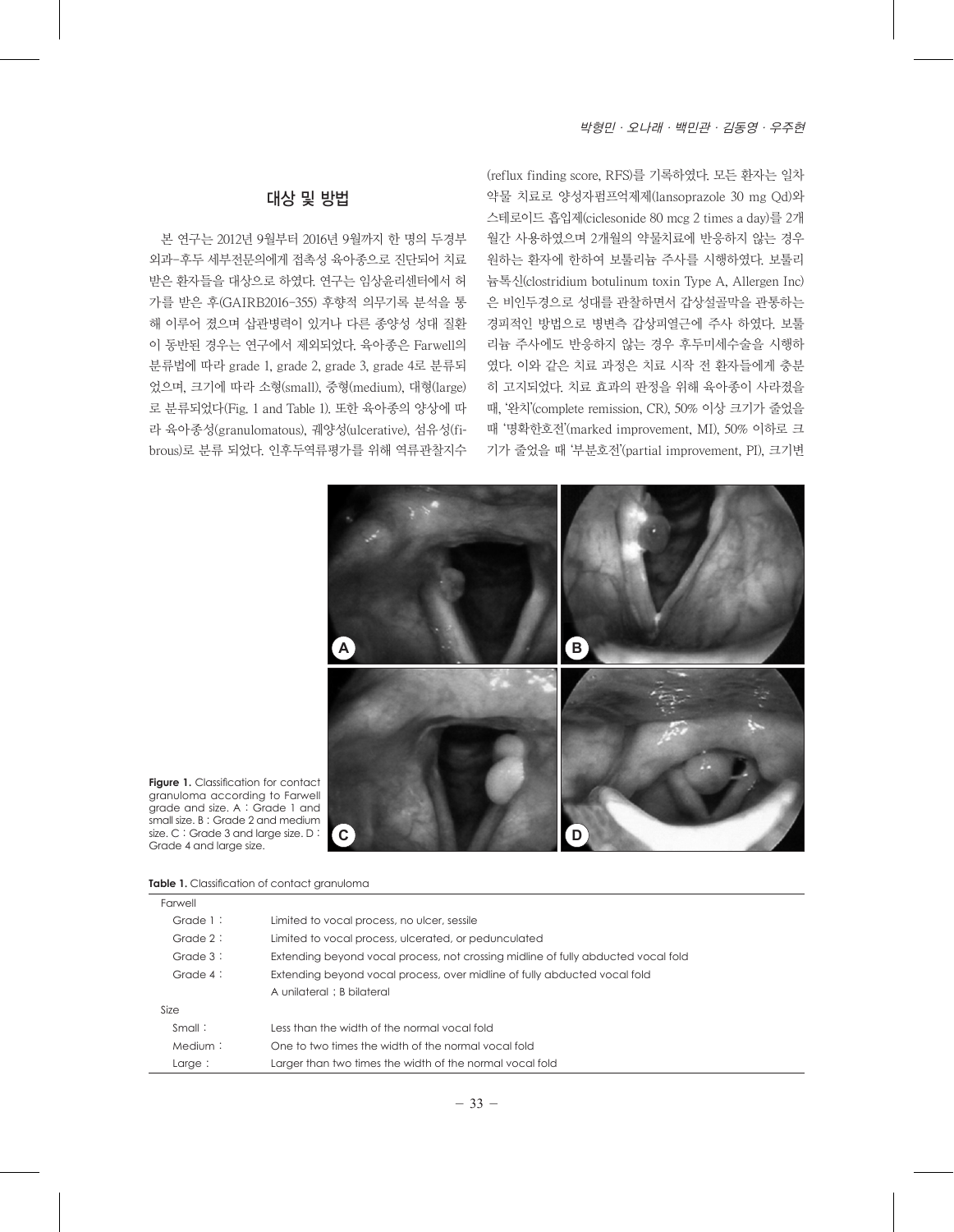## 대상 및 방법

본 연구는 2012년 9월부터 2016년 9월까지 한 명의 두경부 외과-후두 세부전문의에게 접촉성 육아종으로 진단되어 치료받은 환자들을 대상으로 하였다. 연구는 임상윤리센터에서 허가를 받은 후(GAIRB2016-355) 후향적 의무기록 분석을 통해 이루어 졌으며 삽관병력이 있거나 다른 종양성 성대 질환이 동반된 경우는 연구에서 제외되었다. 육아종은 Farwell의 분류법에 따라 grade 1, grade 2, grade 3, grade 4로 분류되었으며, 크기에 따라 소형(small), 중형(medium), 대형(large)로 분류되었다(Fig. 1 and Table 1). 또한 육아종의 양상에 따라 육아종성(granulomatous), 궤양성(ulcerative), 섬유성(fibrous)로 분류 되었다. 인후두역류평가를 위해 역류관찰지수(reflux finding score, RFS)를 기록하였다. 모든 환자는 일차 약물 치료로 양성자펌프억제제(lansoprazole 30 mg Qd)와 스테로이드 흡입제(ciclesonide 80 mcg 2 times a day)를 2개월간 사용하였으며 2개월의 약물치료에 반응하지 않는 경우 원하는 환자에 한하여 보툴리늄 주사를 시행하였다. 보툴리늄톡신(clostridium botulinum toxin Type A, Allergen Inc)은 비인두경으로 성대를 관찰하면서 갑상설골막을 관통하는 경피적인 방법으로 병변측 갑상피열근에 주사 하였다. 보툴리늄 주사에도 반응하지 않는 경우 후두미세수술을 시행하였다. 이와 같은 치료 과정은 치료 시작 전 환자들에게 충분히 고지되었다. 치료 효과의 판정을 위해 육아종이 사라졌을 때, '완치'(complete remission, CR), 50% 이상 크기가 줄었을 때 '명확한호전'(marked improvement, MI), 50% 이하로 크기가 줄었을 때 '부분호전'(partial improvement, PI), 크기변

**Figure 1.** Classification for contact granuloma according to Farwell grade and size. A : Grade 1 and small size. B : Grade 2 and medium size. C : Grade 3 and large size. D : Grade 4 and large size.

**Table 1.** Classification of contact granuloma

| | |
|---|---|
| Farwell | |
| Grade 1 : | Limited to vocal process, no ulcer, sessile |
| Grade 2 : | Limited to vocal process, ulcerated, or pedunculated |
| Grade 3 : | Extending beyond vocal process, not crossing midline of fully abducted vocal fold |
| Grade 4 : | Extending beyond vocal process, over midline of fully abducted vocal fold |
| | A unilateral ; B bilateral |
| Size | |
| Small : | Less than the width of the normal vocal fold |
| Medium : | One to two times the width of the normal vocal fold |
| Large : | Larger than two times the width of the normal vocal fold |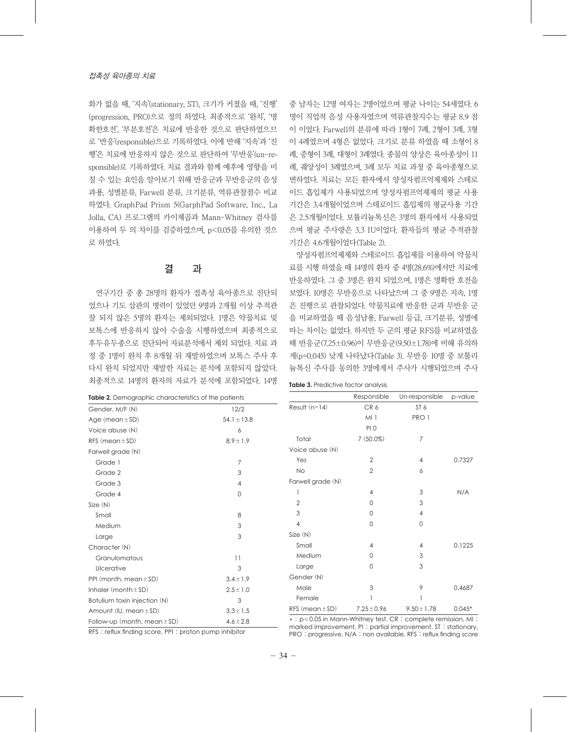화가 없을 때, '지속'(stationary, ST), 크기가 커졌을 때, '진행'(progression, PRO)으로 정의 하였다. 최종적으로 '완치', '명확한호전', '부분호전'은 치료에 반응한 것으로 판단하였으므로 '반응'(responsible)으로 기록하였다. 이에 반해 '지속'과 '진행'은 치료에 반응하지 않은 것으로 판단하여 '무반응'(un-responsible)로 기록하였다. 치료 결과와 함께 예후에 영향을 미칠 수 있는 요인을 알아보기 위해 반응군과 무반응군의 음성과용, 성별분류, Farwell 분류, 크기분류, 역류관찰점수 비교하였다. GraphPad Prism 5(GarphPad Software, Inc., La Jolla, CA) 프로그램의 카이제곱과 Mann-Whitney 검사를 이용하여 두 의 차이를 검증하였으며, $p<0.05$를 유의한 것으로 하였다.

## 결 과

연구기간 중 총 28명의 환자가 접촉성 육아종으로 진단되었으나 기도 삽관의 병력이 있었던 9명과 2개월 이상 추적관찰 되지 않은 5명의 환자는 제외되었다. 1명은 약물치료 및 보톡스에 반응하지 않아 수술을 시행하였으며 최종적으로 후두유두종으로 진단되어 자료분석에서 제외 되었다. 치료 과정 중 1명이 완치 후 8개월 뒤 재발하였으며 보톡스 주사 후 다시 완치 되었지만 재발한 자료는 분석에 포함되지 않았다. 최종적으로 14명의 환자의 자료가 분석에 포함되었다. 14명 중 남자는 12명 여자는 2명이었으며 평균 나이는 54세였다. 6명이 직업적 음성 사용자였으며 역류관찰지수는 평균 8.9 점이 이었다. Farwell의 분류에 따라 1형이 7례, 2형이 3례, 3형이 4례였으며 4형은 없었다. 크기로 분류 하였을 때 소형이 8례, 중형이 3례, 대형이 3례였다. 종물의 양상은 육아종성이 11례, 궤양성이 3례였으며, 3례 모두 치료 과정 중 육아종형으로 변하였다. 치료는 모든 환자에서 양성자펌프억제제와 스테로이드 흡입제가 사용되었으며 양성자펌프억제제의 평균 사용 기간은 3.4개월이었으며 스테로이드 흡입제의 평균사용 기간은 2.5개월이었다. 보툴리늄톡신은 3명의 환자에서 사용되었으며 평균 주사량은 3.3 IU이었다. 환자들의 평균 추적관찰 기간은 4.6개월이었다(Table 2).

양성자펌프억제제와 스테로이드 흡입제를 이용하여 약물치료를 시행 하였을 때 14명의 환자 중 4명(28.6%)에서만 치료에 반응하였다. 그 중 3명은 완치 되었으며, 1명은 명확한 호전을 보였다. 10명은 무반응으로 나타났으며 그 중 9명은 지속, 1명은 진행으로 관찰되었다. 약물치료에 반응한 군과 무반응 군을 비교하였을 때 음성남용, Farwell 등급, 크기분류, 성별에 따는 차이는 없었다. 하지만 두 군의 평균 RFS를 비교하였을 때 반응군(7.25±0.96)이 무반응군(9.50±1.78)에 비해 유의하게($p=0.045$) 낮게 나타났다(Table 3). 무반응 10명 중 보툴리늄톡신 주사를 동의한 3명에게서 주사가 시행되었으며 주사

**Table 2.** Demographic characteristics of the patients

| | |
|---|---|
| Gender, M/F (N) | 12/2 |
| Age (mean±SD) | 54.1±13.8 |
| Voice abuse (N) | 6 |
| RFS (mean±SD) | 8.9±1.9 |
| Farwell grade (N) | |
| Grade 1 | 7 |
| Grade 2 | 3 |
| Grade 3 | 4 |
| Grade 4 | 0 |
| Size (N) | |
| Small | 8 |
| Medium | 3 |
| Large | 3 |
| Character (N) | |
| Granulomatous | 11 |
| Ulcerative | 3 |
| PPI (month, mean±SD) | 3.4±1.9 |
| Inhaler (month±SD) | 2.5±1.0 |
| Botulium toxin injection (N) | 3 |
| Amount (IU, mean±SD) | 3.3±1.5 |
| Follow-up (month, mean±SD) | 4.6±2.8 |

RFS : reflux finding score, PPI : proton pump inhibitor

**Table 3.** Predictive factor analysis

| | Responsible | Un-responsible | p-value |
|---|---|---|---|
| Result (n=14) | CR 6 | ST 6 | |
| | MI 1 | PRO 1 | |
| | PI 0 | | |
| Total | 7 (50.0%) | 7 | |
| Voice abuse (N) | | | |
| Yes | 2 | 4 | 0.7327 |
| No | 2 | 6 | |
| Farwell grade (N) | | | |
| 1 | 4 | 3 | N/A |
| 2 | 0 | 3 | |
| 3 | 0 | 4 | |
| 4 | 0 | 0 | |
| Size (N) | | | |
| Small | 4 | 4 | 0.1225 |
| Medium | 0 | 3 | |
| Large | 0 | 3 | |
| Gender (N) | | | |
| Male | 3 | 9 | 0.4687 |
| Female | 1 | 1 | |
| RFS (mean±SD) | 7.25±0.96 | 9.50±1.78 | 0.045* |

* : $p<0.05$ in Mann-Whitney test. CR : complete remission, MI : marked improvement, PI : partial improvement, ST : stationary, PRO : progressive, N/A : non available, RFS : reflux finding score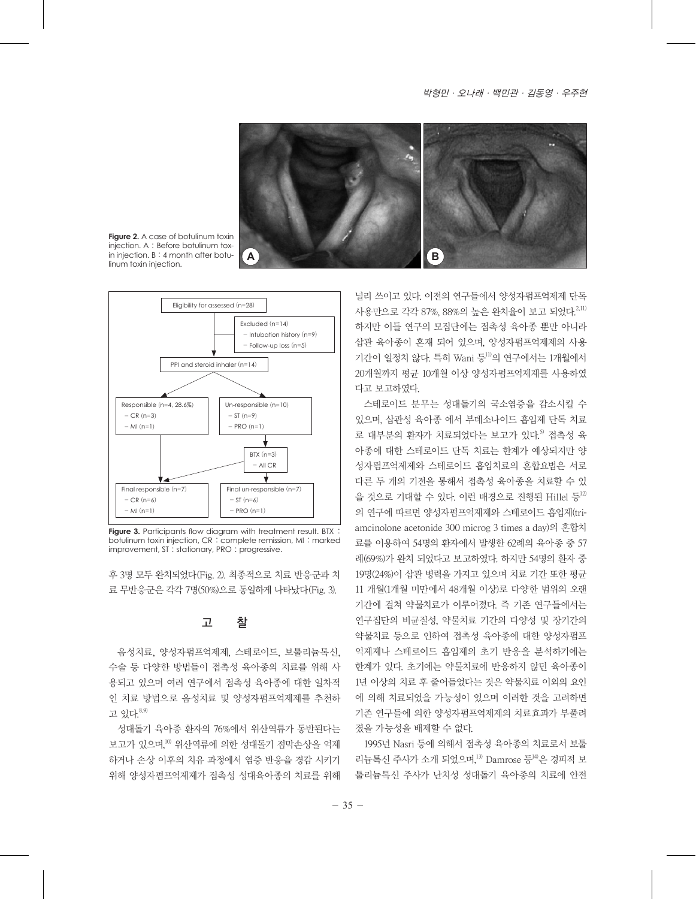**Figure 2.** A case of botulinum toxin injection. A : Before botulinum toxin injection. B : 4 month after botulinum toxin injection.

Eligibility for assessed (n=28)

Excluded (n=14)
- Intubation history (n=9)
- Follow-up loss (n=5)

PPI and steroid inhaler (n=14)

Responsible (n=4, 28.6%)
- CR (n=3)
- MI (n=1)

Un-responsible (n=10)
- ST (n=9)
- PRO (n=1)

BTX (n=3)
- All CR

Final responsible (n=7)
- CR (n=6)
- MI (n=1)

Final un-responsible (n=7)
- ST (n=6)
- PRO (n=1)

**Figure 3.** Participants flow diagram with treatment result. BTX : botulinum toxin injection, CR : complete remission, MI : marked improvement, ST : stationary, PRO : progressive.

후 3명 모두 완치되었다(Fig. 2). 최종적으로 치료 반응군과 치료 무반응군은 각각 7명(50%)으로 동일하게 나타났다(Fig. 3).

## 고 찰

음성치료, 양성자펌프억제제, 스테로이드, 보툴리늄톡신, 수술 등 다양한 방법들이 접촉성 육아종의 치료를 위해 사용되고 있으며 여러 연구에서 접촉성 육아종에 대한 일차적인 치료 방법으로 음성치료 및 양성자펌프억제제를 추천하고 있다.[8,9]

성대돌기 육아종 환자의 76%에서 위산역류가 동반된다는 보고가 있으며,[10] 위산역류에 의한 성대돌기 점막손상을 억제하거나 손상 이후의 치유 과정에서 염증 반응을 경감 시키기 위해 양성자펌프억제제가 접촉성 성대육아종의 치료를 위해 널리 쓰이고 있다. 이전의 연구들에서 양성자펌프억제제 단독 사용만으로 각각 87%, 88%의 높은 완치율이 보고 되었다.[2,11] 하지만 이들 연구의 모집단에는 접촉성 육아종 뿐만 아니라 삽관 육아종이 혼재 되어 있으며, 양성자펌프억제제의 사용 기간이 일정치 않다. 특히 Wani 등[11]의 연구에서는 1개월에서 20개월까지 평균 10개월 이상 양성자펌프억제제를 사용하였다고 보고하였다.

스테로이드 분무는 성대돌기의 국소염증을 감소시킬 수 있으며, 삽관성 육아종 에서 부데소나이드 흡입제 단독 치료로 대부분의 환자가 치료되었다는 보고가 있다.[5] 접촉성 육아종에 대한 스테로이드 단독 치료는 한계가 예상되지만 양성자펌프억제제와 스테로이드 흡입치료의 혼합요법은 서로 다른 두 개의 기전을 통해서 접촉성 육아종을 치료할 수 있을 것으로 기대할 수 있다. 이런 배경으로 진행된 Hillel 등[12]의 연구에 따르면 양성자펌프억제제와 스테로이드 흡입제(triamcinolone acetonide 300 microg 3 times a day)의 혼합치료를 이용하여 54명의 환자에서 발생한 62례의 육아종 중 57례(69%)가 완치 되었다고 보고하였다. 하지만 54명의 환자 중 19명(24%)이 삽관 병력을 가지고 있으며 치료 기간 또한 평균 11 개월(1개월 미만에서 48개월 이상)로 다양한 범위의 오랜 기간에 걸쳐 약물치료가 이루어졌다. 즉 기존 연구들에서는 연구집단의 비균질성, 약물치료 기간의 다양성 및 장기간의 약물치료 등으로 인하여 접촉성 육아종에 대한 양성자펌프억제제나 스테로이드 흡입제의 초기 반응을 분석하기에는 한계가 있다. 초기에는 약물치료에 반응하지 않던 육아종이 1년 이상의 치료 후 줄어들었다는 것은 약물치료 이외의 요인에 의해 치료되었을 가능성이 있으며 이러한 것을 고려하면 기존 연구들에 의한 양성자펌프억제제의 치료효과가 부풀려졌을 가능성을 배제할 수 없다.

1995년 Nasri 등에 의해서 접촉성 육아종의 치료로서 보툴리늄톡신 주사가 소개 되었으며,[13] Damrose 등[14]은 경피적 보툴리늄톡신 주사가 난치성 성대돌기 육아종의 치료에 안전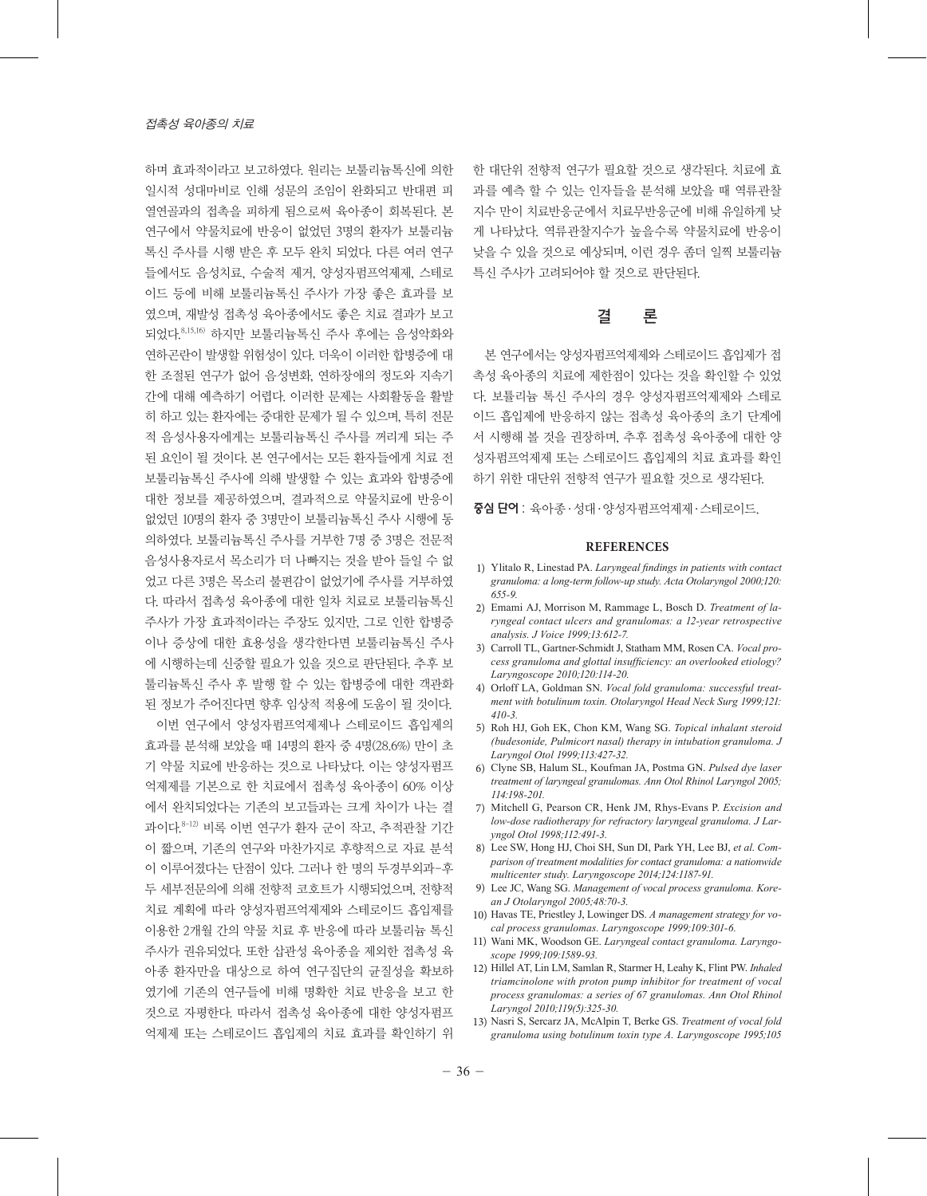하며 효과적이라고 보고하였다. 원리는 보툴리늄톡신에 의한 일시적 성대마비로 인해 성문의 조임이 완화되고 반대편 피열연골과의 접촉을 피하게 됨으로써 육아종이 회복된다. 본 연구에서 약물치료에 반응이 없었던 3명의 환자가 보툴리늄톡신 주사를 시행 받은 후 모두 완치 되었다. 다른 여러 연구들에서도 음성치료, 수술적 제거, 양성자펌프억제제, 스테로이드 등에 비해 보툴리늄톡신 주사가 가장 좋은 효과를 보였으며, 재발성 접촉성 육아종에서도 좋은 치료 결과가 보고되었다.[8,15,16] 하지만 보툴리늄톡신 주사 후에는 음성악화와 연하곤란이 발생할 위험성이 있다. 더욱이 이러한 합병증에 대한 조절된 연구가 없어 음성변화, 연하장애의 정도와 지속기간에 대해 예측하기 어렵다. 이러한 문제는 사회활동을 활발히 하고 있는 환자에는 중대한 문제가 될 수 있으며, 특히 전문적 음성사용자에게는 보툴리늄톡신 주사를 꺼리게 되는 주된 요인이 될 것이다. 본 연구에서는 모든 환자들에게 치료 전 보툴리늄톡신 주사에 의해 발생할 수 있는 효과와 합병증에 대한 정보를 제공하였으며, 결과적으로 약물치료에 반응이 없었던 10명의 환자 중 3명만이 보툴리늄톡신 주사 시행에 동의하였다. 보툴리늄톡신 주사를 거부한 7명 중 3명은 전문적 음성사용자로서 목소리가 더 나빠지는 것을 받아 들일 수 없었고 다른 3명은 목소리 불편감이 없었기에 주사를 거부하였다. 따라서 접촉성 육아종에 대한 일차 치료로 보툴리늄톡신 주사가 가장 효과적이라는 주장도 있지만, 그로 인한 합병증이나 증상에 대한 효용성을 생각한다면 보툴리늄톡신 주사에 시행하는데 신중할 필요가 있을 것으로 판단된다. 추후 보툴리늄톡신 주사 후 발행 할 수 있는 합병증에 대한 객관화된 정보가 주어진다면 향후 임상적 적용에 도움이 될 것이다.

이번 연구에서 양성자펌프억제제나 스테로이드 흡입제의 효과를 분석해 보았을 때 14명의 환자 중 4명(28.6%) 만이 초기 약물 치료에 반응하는 것으로 나타났다. 이는 양성자펌프억제제를 기본으로 한 치료에서 접촉성 육아종이 60% 이상에서 완치되었다는 기존의 보고들과는 크게 차이가 나는 결과이다.[8-12] 비록 이번 연구가 환자 군이 작고, 추적관찰 기간이 짧으며, 기존의 연구와 마찬가지로 후향적으로 자료 분석이 이루어졌다는 단점이 있다. 그러나 한 명의 두경부외과-후두 세부전문의에 의해 전향적 코호트가 시행되었으며, 전향적 치료 계획에 따라 양성자펌프억제제와 스테로이드 흡입제를 이용한 2개월 간의 약물 치료 후 반응에 따라 보툴리늄 톡신 주사가 권유되었다. 또한 삽관성 육아종을 제외한 접촉성 육아종 환자만을 대상으로 하여 연구집단의 균질성을 확보하였기에 기존의 연구들에 비해 명확한 치료 반응을 보고 한 것으로 자평한다. 따라서 접촉성 육아종에 대한 양성자펌프억제제 또는 스테로이드 흡입제의 치료 효과를 확인하기 위한 대단위 전향적 연구가 필요할 것으로 생각된다. 치료에 효과를 예측 할 수 있는 인자들을 분석해 보았을 때 역류관찰지수 만이 치료반응군에서 치료무반응군에 비해 유의하게 낮게 나타났다. 역류관찰지수가 높을수록 약물치료에 반응이 낮을 수 있을 것으로 예상되며, 이런 경우 좀더 일찍 보툴리늄톡신 주사가 고려되어야 할 것으로 판단된다.

## 결 론

본 연구에서는 양성자펌프억제제와 스테로이드 흡입제가 접촉성 육아종의 치료에 제한점이 있다는 것을 확인할 수 있었다. 보툴리늄 톡신 주사의 경우 양성자펌프억제제와 스테로이드 흡입제에 반응하지 않는 접촉성 육아종의 초기 단계에서 시행해 볼 것을 권장하며, 추후 접촉성 육아종에 대한 양성자펌프억제제 또는 스테로이드 흡입제의 치료 효과를 확인하기 위한 대단위 전향적 연구가 필요할 것으로 생각된다.

**중심 단어** : 육아종·성대·양성자펌프억제제·스테로이드.

## REFERENCES

1) Ylitalo R, Linestad PA. *Laryngeal findings in patients with contact granuloma: a long-term follow-up study. Acta Otolaryngol 2000;120:655-9.*
2) Emami AJ, Morrison M, Rammage L, Bosch D. *Treatment of laryngeal contact ulcers and granulomas: a 12-year retrospective analysis. J Voice 1999;13:612-7.*
3) Carroll TL, Gartner-Schmidt J, Statham MM, Rosen CA. *Vocal process granuloma and glottal insufficiency: an overlooked etiology? Laryngoscope 2010;120:114-20.*
4) Orloff LA, Goldman SN. *Vocal fold granuloma: successful treatment with botulinum toxin. Otolaryngol Head Neck Surg 1999;121:410-3.*
5) Roh HJ, Goh EK, Chon KM, Wang SG. *Topical inhalant steroid (budesonide, Pulmicort nasal) therapy in intubation granuloma. J Laryngol Otol 1999;113:427-32.*
6) Clyne SB, Halum SL, Koufman JA, Postma GN. *Pulsed dye laser treatment of laryngeal granulomas. Ann Otol Rhinol Laryngol 2005;114:198-201.*
7) Mitchell G, Pearson CR, Henk JM, Rhys-Evans P. *Excision and low-dose radiotherapy for refractory laryngeal granuloma. J Laryngol Otol 1998;112:491-3.*
8) Lee SW, Hong HJ, Choi SH, Sun DI, Park YH, Lee BJ, et al. *Comparison of treatment modalities for contact granuloma: a nationwide multicenter study. Laryngoscope 2014;124:1187-91.*
9) Lee JC, Wang SG. *Management of vocal process granuloma. Korean J Otolaryngol 2005;48:70-3.*
10) Havas TE, Priestley J, Lowinger DS. *A management strategy for vocal process granulomas. Laryngoscope 1999;109:301-6.*
11) Wani MK, Woodson GE. *Laryngeal contact granuloma. Laryngoscope 1999;109:1589-93.*
12) Hillel AT, Lin LM, Samlan R, Starmer H, Leahy K, Flint PW. *Inhaled triamcinolone with proton pump inhibitor for treatment of vocal process granulomas: a series of 67 granulomas. Ann Otol Rhinol Laryngol 2010;119(5):325-30.*
13) Nasri S, Sercarz JA, McAlpin T, Berke GS. *Treatment of vocal fold granuloma using botulinum toxin type A. Laryngoscope 1995;105*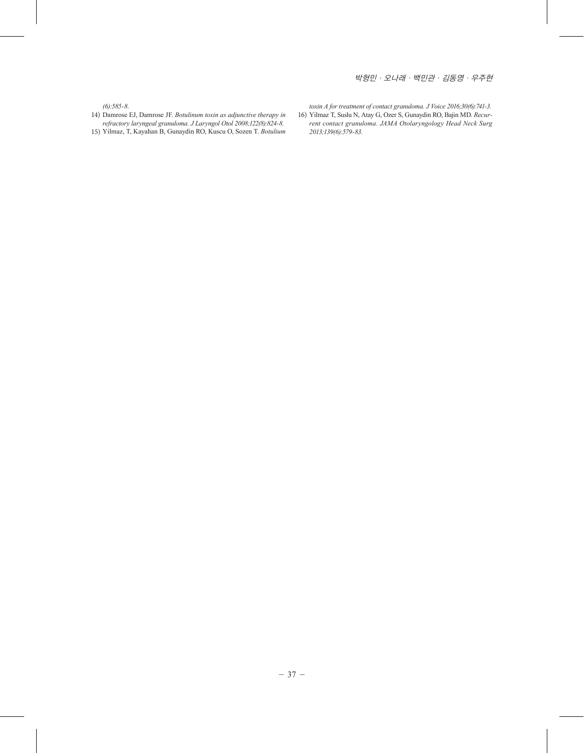(6):585-8.

14) Damrose EJ, Damrose JF. *Botulinum toxin as adjunctive therapy in refractory laryngeal granuloma. J Laryngol Otol 2008;122(8):824-8.*

15) Yilmaz, T, Kayahan B, Gunaydin RO, Kuscu O, Sozen T. *Botulium toxin A for treatment of contact granuloma. J Voice 2016;30(6):741-3.*

16) Yilmaz T, Suslu N, Atay G, Ozer S, Gunaydin RO, Bajin MD. *Recurrent contact granuloma. JAMA Otolaryngology Head Neck Surg 2013;139(6):579-83.*